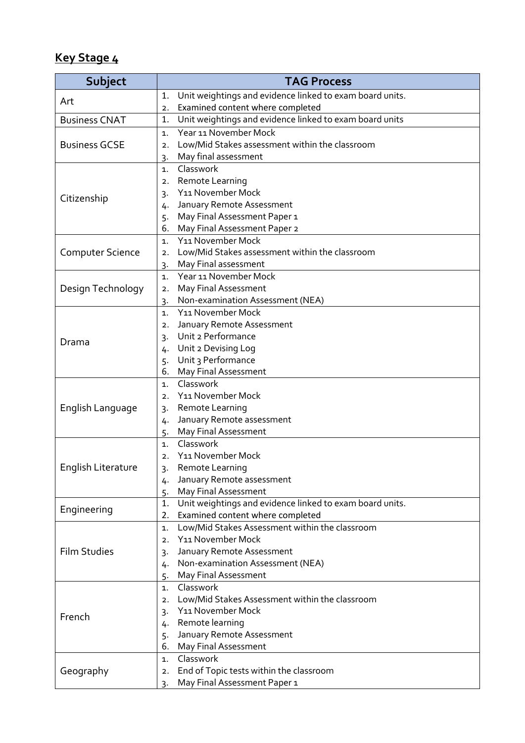## Key Stage 4

| Subject | TAG Process |
|---|---|
| Art | 1. Unit weightings and evidence linked to exam board units.<br>2. Examined content where completed |
| Business CNAT | 1. Unit weightings and evidence linked to exam board units |
| Business GCSE | 1. Year 11 November Mock<br>2. Low/Mid Stakes assessment within the classroom<br>3. May final assessment |
| Citizenship | 1. Classwork<br>2. Remote Learning<br>3. Y11 November Mock<br>4. January Remote Assessment<br>5. May Final Assessment Paper 1<br>6. May Final Assessment Paper 2 |
| Computer Science | 1. Y11 November Mock<br>2. Low/Mid Stakes assessment within the classroom<br>3. May Final assessment |
| Design Technology | 1. Year 11 November Mock<br>2. May Final Assessment<br>3. Non-examination Assessment (NEA) |
| Drama | 1. Y11 November Mock<br>2. January Remote Assessment<br>3. Unit 2 Performance<br>4. Unit 2 Devising Log<br>5. Unit 3 Performance<br>6. May Final Assessment |
| English Language | 1. Classwork<br>2. Y11 November Mock<br>3. Remote Learning<br>4. January Remote assessment<br>5. May Final Assessment |
| English Literature | 1. Classwork<br>2. Y11 November Mock<br>3. Remote Learning<br>4. January Remote assessment<br>5. May Final Assessment |
| Engineering | 1. Unit weightings and evidence linked to exam board units.<br>2. Examined content where completed |
| Film Studies | 1. Low/Mid Stakes Assessment within the classroom<br>2. Y11 November Mock<br>3. January Remote Assessment<br>4. Non-examination Assessment (NEA)<br>5. May Final Assessment |
| French | 1. Classwork<br>2. Low/Mid Stakes Assessment within the classroom<br>3. Y11 November Mock<br>4. Remote learning<br>5. January Remote Assessment<br>6. May Final Assessment |
| Geography | 1. Classwork<br>2. End of Topic tests within the classroom<br>3. May Final Assessment Paper 1 |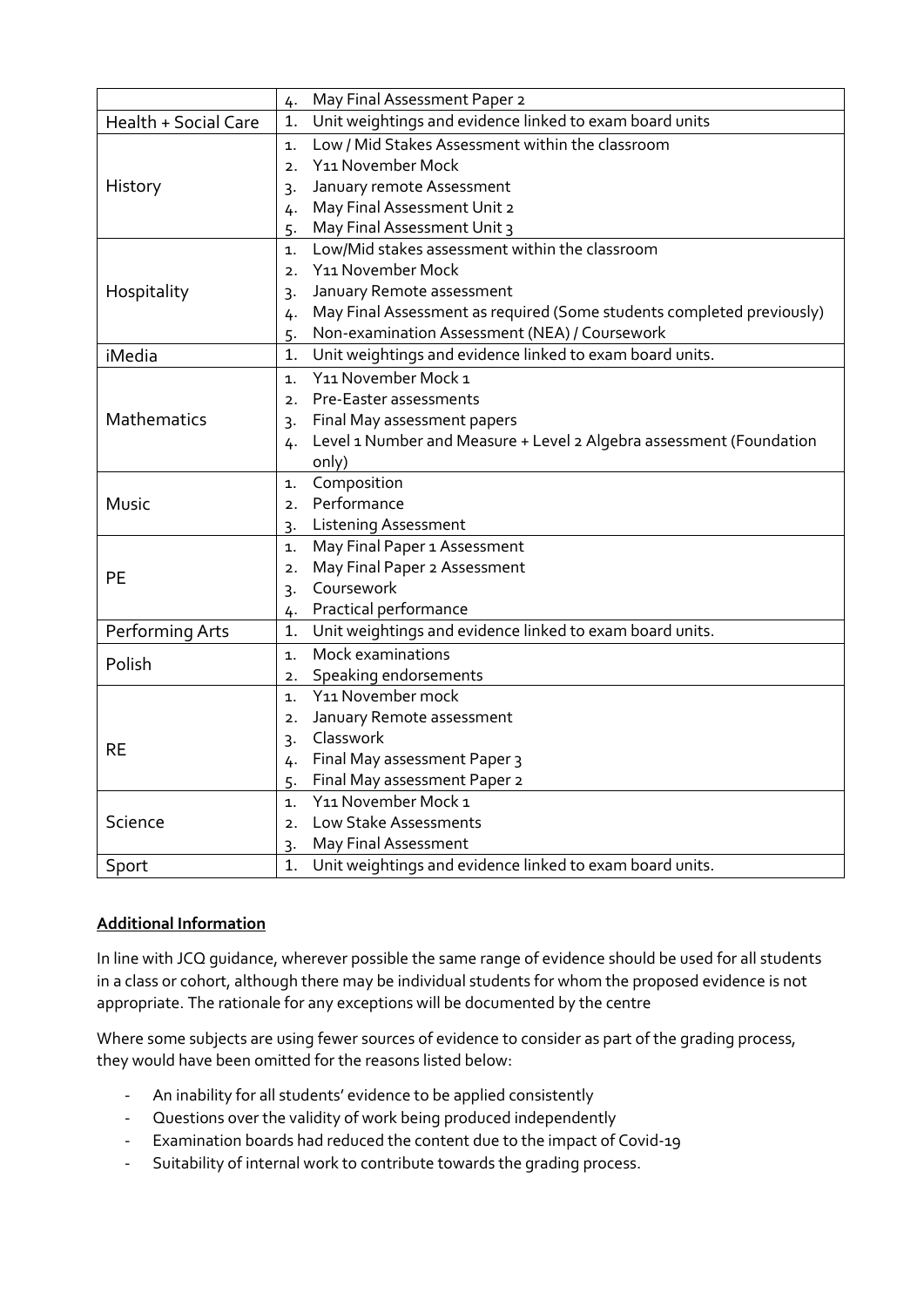| | |
|---|---|
| | 4. May Final Assessment Paper 2 |
| Health + Social Care | 1. Unit weightings and evidence linked to exam board units |
| History | 1. Low / Mid Stakes Assessment within the classroom<br>2. Y11 November Mock<br>3. January remote Assessment<br>4. May Final Assessment Unit 2<br>5. May Final Assessment Unit 3 |
| Hospitality | 1. Low/Mid stakes assessment within the classroom<br>2. Y11 November Mock<br>3. January Remote assessment<br>4. May Final Assessment as required (Some students completed previously)<br>5. Non-examination Assessment (NEA) / Coursework |
| iMedia | 1. Unit weightings and evidence linked to exam board units. |
| Mathematics | 1. Y11 November Mock 1<br>2. Pre-Easter assessments<br>3. Final May assessment papers<br>4. Level 1 Number and Measure + Level 2 Algebra assessment (Foundation only) |
| Music | 1. Composition<br>2. Performance<br>3. Listening Assessment |
| PE | 1. May Final Paper 1 Assessment<br>2. May Final Paper 2 Assessment<br>3. Coursework<br>4. Practical performance |
| Performing Arts | 1. Unit weightings and evidence linked to exam board units. |
| Polish | 1. Mock examinations<br>2. Speaking endorsements |
| RE | 1. Y11 November mock<br>2. January Remote assessment<br>3. Classwork<br>4. Final May assessment Paper 3<br>5. Final May assessment Paper 2 |
| Science | 1. Y11 November Mock 1<br>2. Low Stake Assessments<br>3. May Final Assessment |
| Sport | 1. Unit weightings and evidence linked to exam board units. |

**Additional Information**

In line with JCQ guidance, wherever possible the same range of evidence should be used for all students in a class or cohort, although there may be individual students for whom the proposed evidence is not appropriate. The rationale for any exceptions will be documented by the centre

Where some subjects are using fewer sources of evidence to consider as part of the grading process, they would have been omitted for the reasons listed below:

- An inability for all students' evidence to be applied consistently
- Questions over the validity of work being produced independently
- Examination boards had reduced the content due to the impact of Covid-19
- Suitability of internal work to contribute towards the grading process.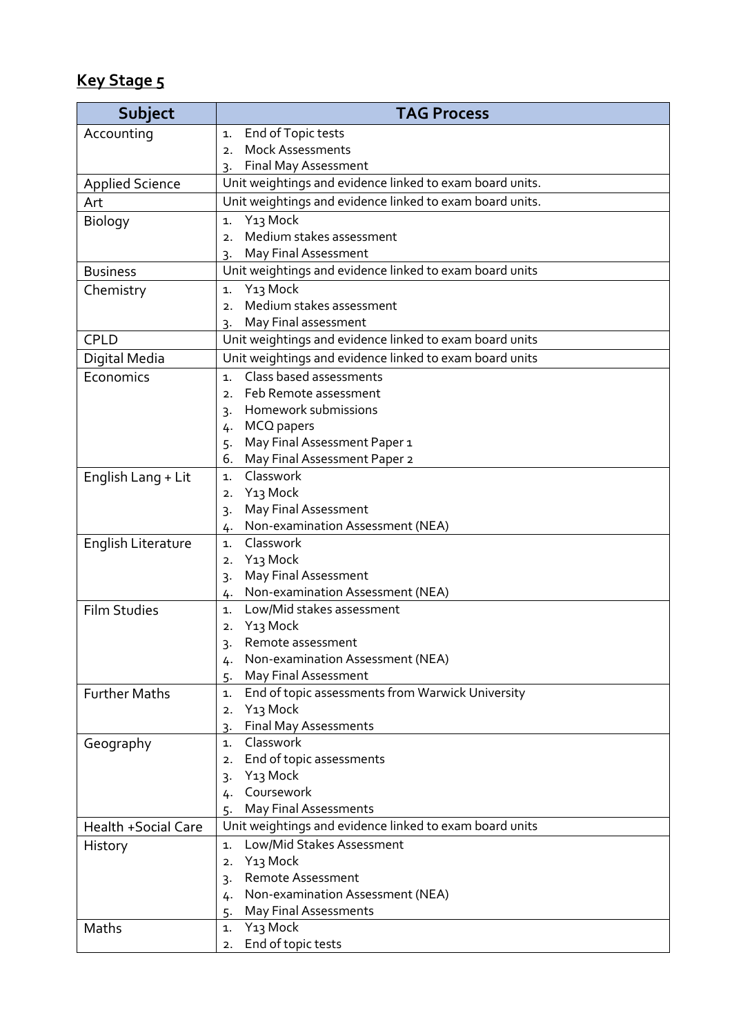## Key Stage 5

| Subject | TAG Process |
|---|---|
| Accounting | 1. End of Topic tests<br>2. Mock Assessments<br>3. Final May Assessment |
| Applied Science | Unit weightings and evidence linked to exam board units. |
| Art | Unit weightings and evidence linked to exam board units. |
| Biology | 1. Y13 Mock<br>2. Medium stakes assessment<br>3. May Final Assessment |
| Business | Unit weightings and evidence linked to exam board units |
| Chemistry | 1. Y13 Mock<br>2. Medium stakes assessment<br>3. May Final assessment |
| CPLD | Unit weightings and evidence linked to exam board units |
| Digital Media | Unit weightings and evidence linked to exam board units |
| Economics | 1. Class based assessments<br>2. Feb Remote assessment<br>3. Homework submissions<br>4. MCQ papers<br>5. May Final Assessment Paper 1<br>6. May Final Assessment Paper 2 |
| English Lang + Lit | 1. Classwork<br>2. Y13 Mock<br>3. May Final Assessment<br>4. Non-examination Assessment (NEA) |
| English Literature | 1. Classwork<br>2. Y13 Mock<br>3. May Final Assessment<br>4. Non-examination Assessment (NEA) |
| Film Studies | 1. Low/Mid stakes assessment<br>2. Y13 Mock<br>3. Remote assessment<br>4. Non-examination Assessment (NEA)<br>5. May Final Assessment |
| Further Maths | 1. End of topic assessments from Warwick University<br>2. Y13 Mock<br>3. Final May Assessments |
| Geography | 1. Classwork<br>2. End of topic assessments<br>3. Y13 Mock<br>4. Coursework<br>5. May Final Assessments |
| Health +Social Care | Unit weightings and evidence linked to exam board units |
| History | 1. Low/Mid Stakes Assessment<br>2. Y13 Mock<br>3. Remote Assessment<br>4. Non-examination Assessment (NEA)<br>5. May Final Assessments |
| Maths | 1. Y13 Mock<br>2. End of topic tests |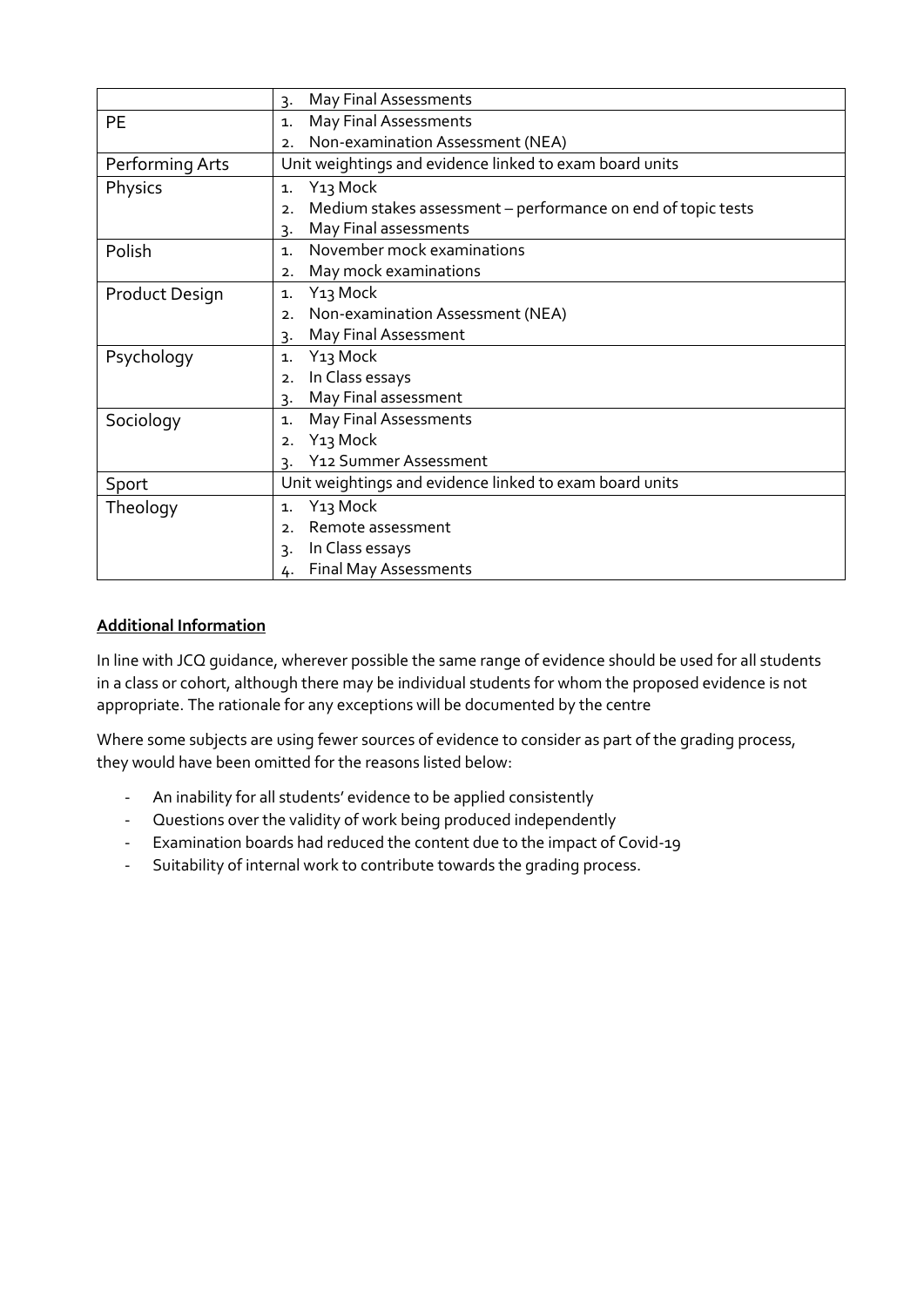| | |
|---|---|
| | 3. May Final Assessments |
| PE | 1. May Final Assessments<br>2. Non-examination Assessment (NEA) |
| Performing Arts | Unit weightings and evidence linked to exam board units |
| Physics | 1. Y13 Mock<br>2. Medium stakes assessment – performance on end of topic tests<br>3. May Final assessments |
| Polish | 1. November mock examinations<br>2. May mock examinations |
| Product Design | 1. Y13 Mock<br>2. Non-examination Assessment (NEA)<br>3. May Final Assessment |
| Psychology | 1. Y13 Mock<br>2. In Class essays<br>3. May Final assessment |
| Sociology | 1. May Final Assessments<br>2. Y13 Mock<br>3. Y12 Summer Assessment |
| Sport | Unit weightings and evidence linked to exam board units |
| Theology | 1. Y13 Mock<br>2. Remote assessment<br>3. In Class essays<br>4. Final May Assessments |

**Additional Information**

In line with JCQ guidance, wherever possible the same range of evidence should be used for all students in a class or cohort, although there may be individual students for whom the proposed evidence is not appropriate. The rationale for any exceptions will be documented by the centre

Where some subjects are using fewer sources of evidence to consider as part of the grading process, they would have been omitted for the reasons listed below:

- An inability for all students' evidence to be applied consistently
- Questions over the validity of work being produced independently
- Examination boards had reduced the content due to the impact of Covid-19
- Suitability of internal work to contribute towards the grading process.